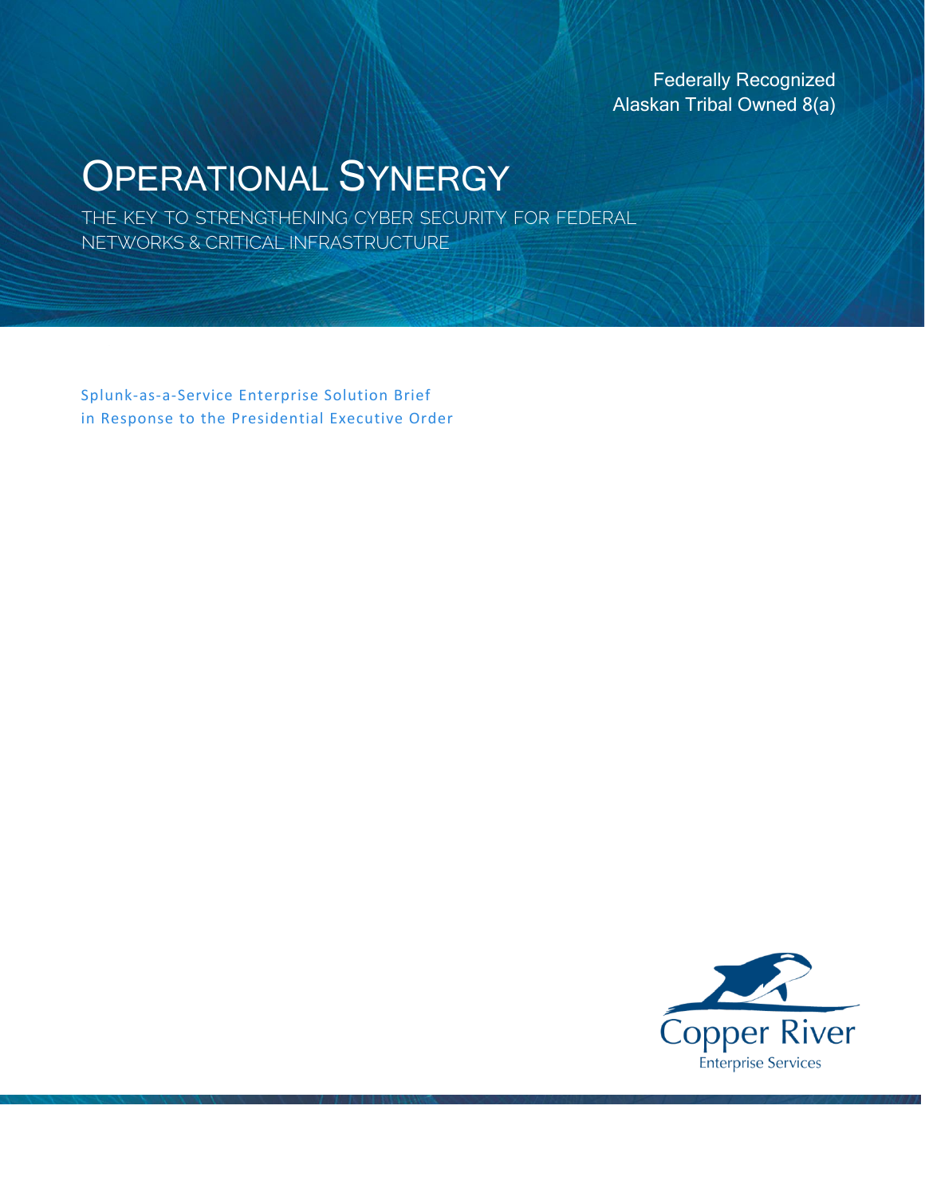Federally Recognized
Alaskan Tribal Owned 8(a)

# Operational Synergy

## THE KEY TO STRENGTHENING CYBER SECURITY FOR FEDERAL NETWORKS & CRITICAL INFRASTRUCTURE

Splunk-as-a-Service Enterprise Solution Brief
in Response to the Presidential Executive Order

Copper River
Enterprise Services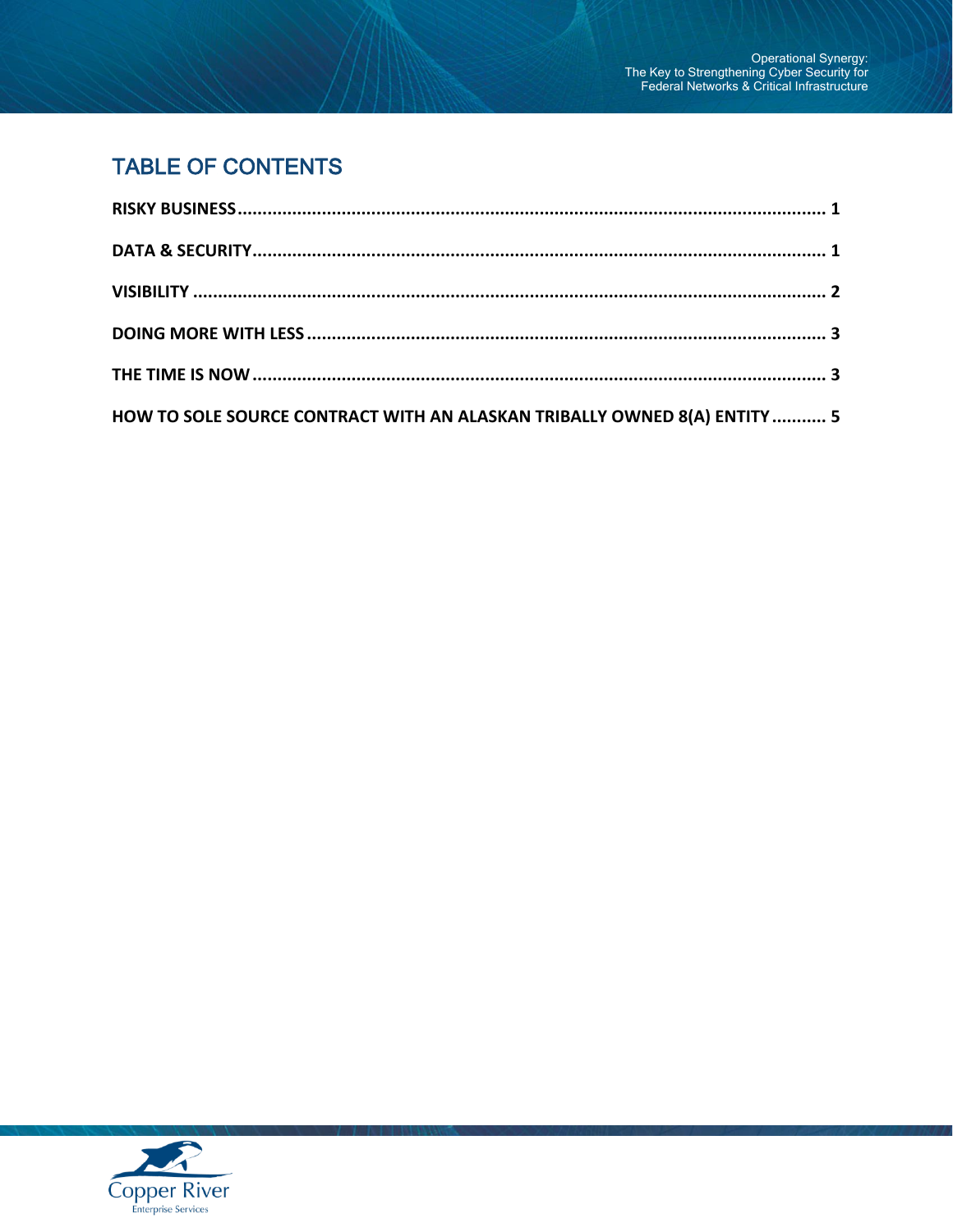## TABLE OF CONTENTS

**RISKY BUSINESS** ........................................................................................................ **1**

**DATA & SECURITY** ..................................................................................................... **1**

**VISIBILITY** ................................................................................................................. **2**

**DOING MORE WITH LESS** ........................................................................................... **3**

**THE TIME IS NOW** ...................................................................................................... **3**

**HOW TO SOLE SOURCE CONTRACT WITH AN ALASKAN TRIBALLY OWNED 8(A) ENTITY** ........... **5**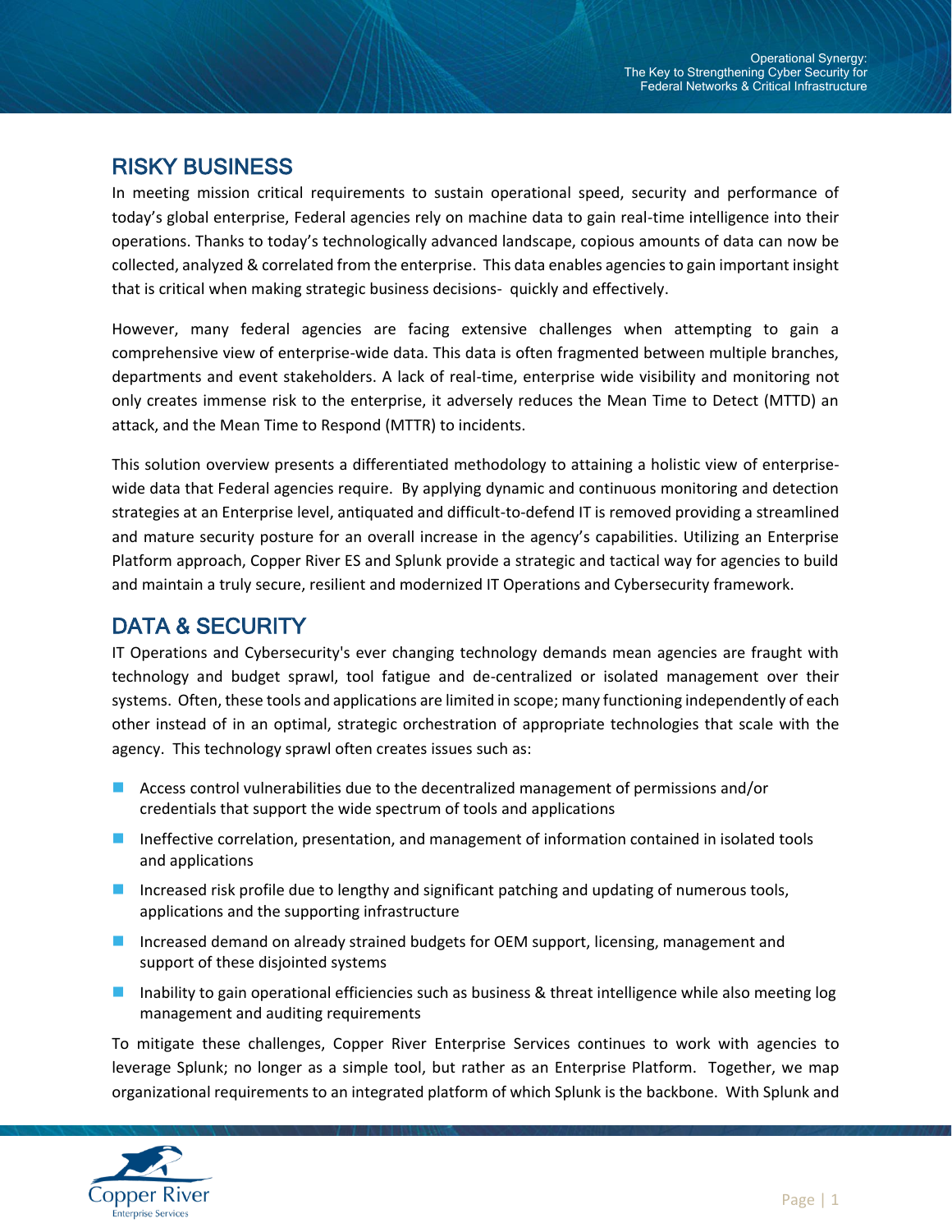## RISKY BUSINESS

In meeting mission critical requirements to sustain operational speed, security and performance of today's global enterprise, Federal agencies rely on machine data to gain real-time intelligence into their operations. Thanks to today's technologically advanced landscape, copious amounts of data can now be collected, analyzed & correlated from the enterprise. This data enables agencies to gain important insight that is critical when making strategic business decisions- quickly and effectively.

However, many federal agencies are facing extensive challenges when attempting to gain a comprehensive view of enterprise-wide data. This data is often fragmented between multiple branches, departments and event stakeholders. A lack of real-time, enterprise wide visibility and monitoring not only creates immense risk to the enterprise, it adversely reduces the Mean Time to Detect (MTTD) an attack, and the Mean Time to Respond (MTTR) to incidents.

This solution overview presents a differentiated methodology to attaining a holistic view of enterprise-wide data that Federal agencies require. By applying dynamic and continuous monitoring and detection strategies at an Enterprise level, antiquated and difficult-to-defend IT is removed providing a streamlined and mature security posture for an overall increase in the agency's capabilities. Utilizing an Enterprise Platform approach, Copper River ES and Splunk provide a strategic and tactical way for agencies to build and maintain a truly secure, resilient and modernized IT Operations and Cybersecurity framework.

## DATA & SECURITY

IT Operations and Cybersecurity's ever changing technology demands mean agencies are fraught with technology and budget sprawl, tool fatigue and de-centralized or isolated management over their systems. Often, these tools and applications are limited in scope; many functioning independently of each other instead of in an optimal, strategic orchestration of appropriate technologies that scale with the agency. This technology sprawl often creates issues such as:

- Access control vulnerabilities due to the decentralized management of permissions and/or credentials that support the wide spectrum of tools and applications
- Ineffective correlation, presentation, and management of information contained in isolated tools and applications
- Increased risk profile due to lengthy and significant patching and updating of numerous tools, applications and the supporting infrastructure
- Increased demand on already strained budgets for OEM support, licensing, management and support of these disjointed systems
- Inability to gain operational efficiencies such as business & threat intelligence while also meeting log management and auditing requirements

To mitigate these challenges, Copper River Enterprise Services continues to work with agencies to leverage Splunk; no longer as a simple tool, but rather as an Enterprise Platform. Together, we map organizational requirements to an integrated platform of which Splunk is the backbone. With Splunk and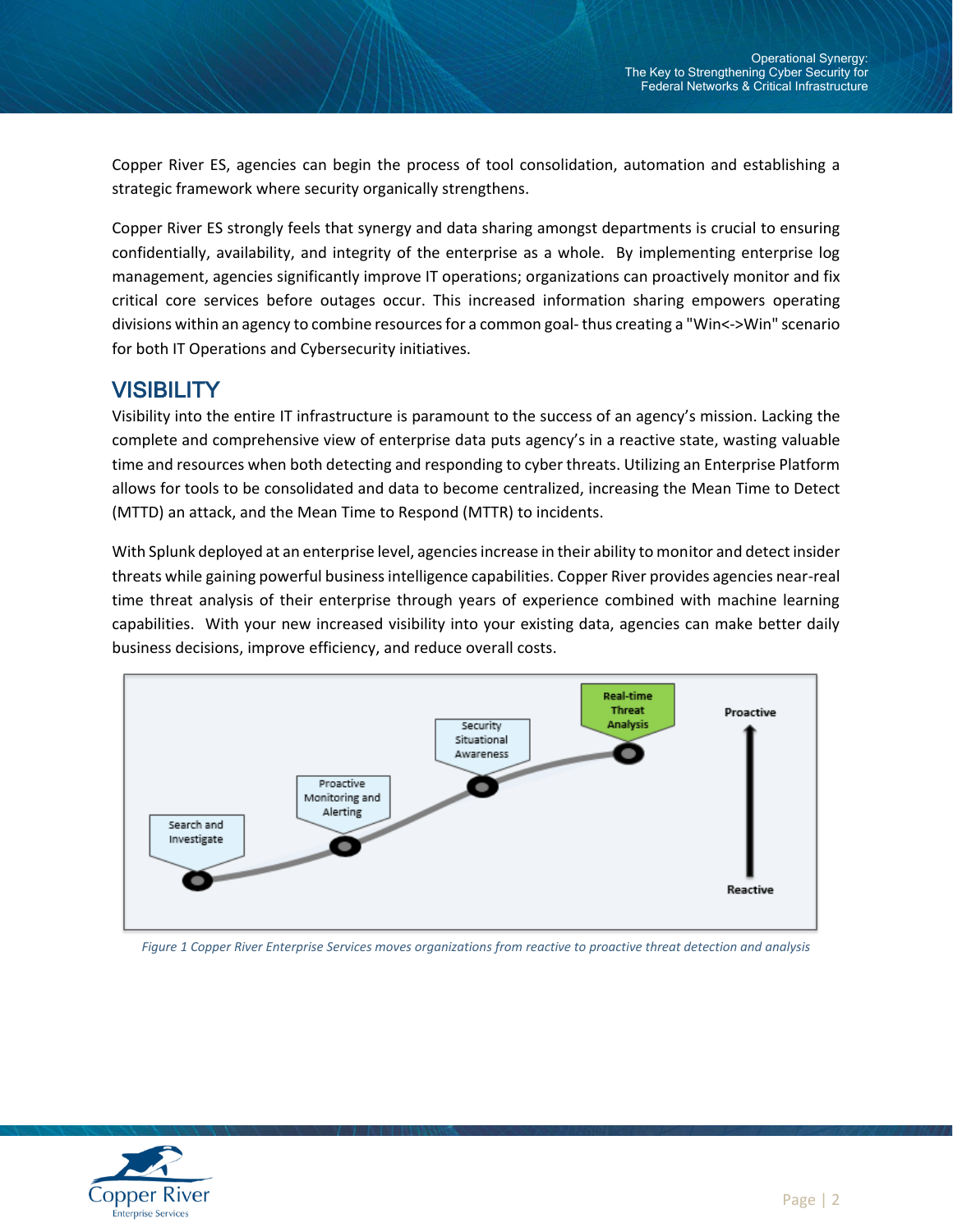Copper River ES, agencies can begin the process of tool consolidation, automation and establishing a strategic framework where security organically strengthens.

Copper River ES strongly feels that synergy and data sharing amongst departments is crucial to ensuring confidentially, availability, and integrity of the enterprise as a whole. By implementing enterprise log management, agencies significantly improve IT operations; organizations can proactively monitor and fix critical core services before outages occur. This increased information sharing empowers operating divisions within an agency to combine resources for a common goal- thus creating a "Win<->Win" scenario for both IT Operations and Cybersecurity initiatives.

## VISIBILITY

Visibility into the entire IT infrastructure is paramount to the success of an agency's mission. Lacking the complete and comprehensive view of enterprise data puts agency's in a reactive state, wasting valuable time and resources when both detecting and responding to cyber threats. Utilizing an Enterprise Platform allows for tools to be consolidated and data to become centralized, increasing the Mean Time to Detect (MTTD) an attack, and the Mean Time to Respond (MTTR) to incidents.

With Splunk deployed at an enterprise level, agencies increase in their ability to monitor and detect insider threats while gaining powerful business intelligence capabilities. Copper River provides agencies near-real time threat analysis of their enterprise through years of experience combined with machine learning capabilities. With your new increased visibility into your existing data, agencies can make better daily business decisions, improve efficiency, and reduce overall costs.

Search and Investigate → Proactive Monitoring and Alerting → Security Situational Awareness → Real-time Threat Analysis

Reactive → Proactive

*Figure 1 Copper River Enterprise Services moves organizations from reactive to proactive threat detection and analysis*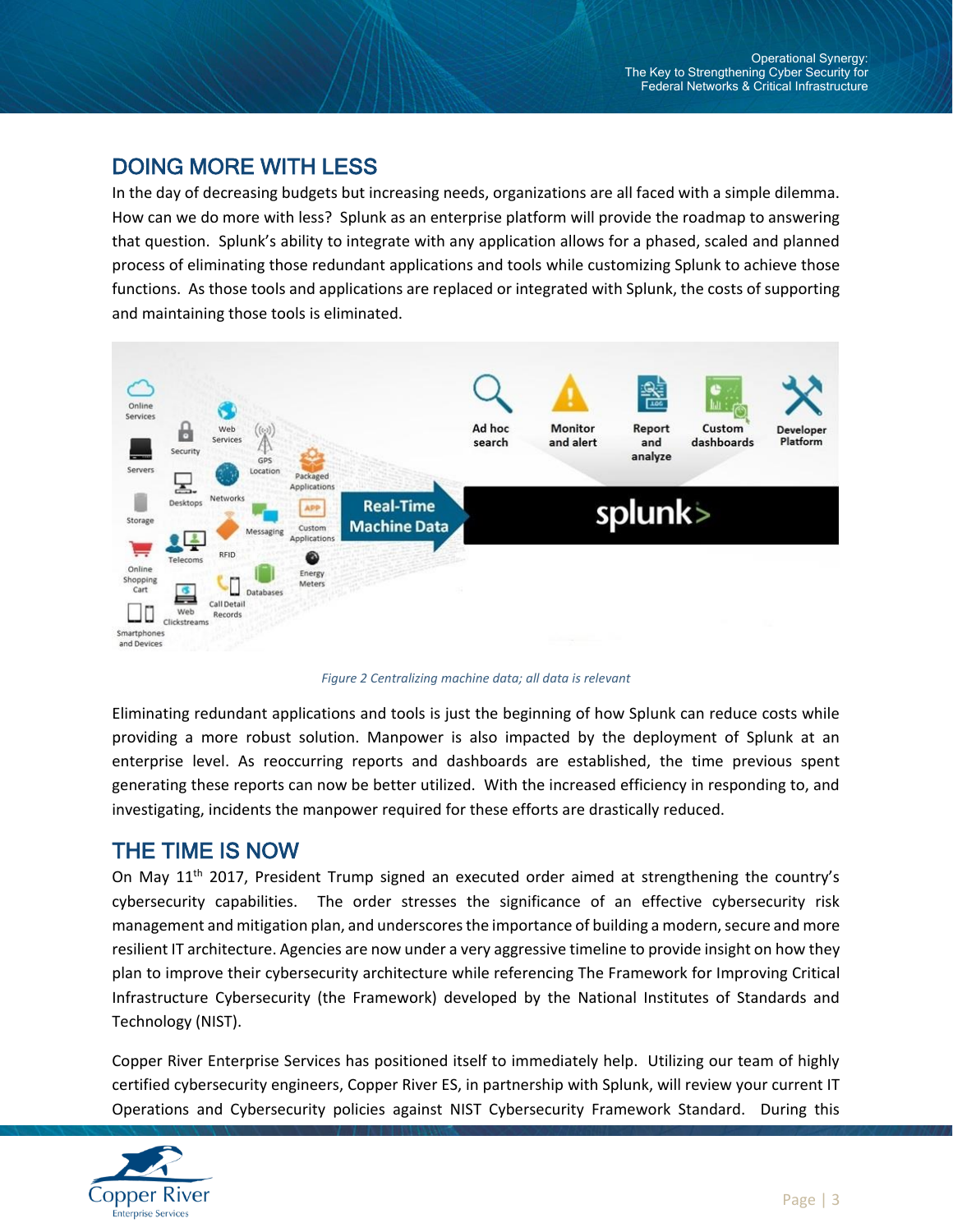## DOING MORE WITH LESS

In the day of decreasing budgets but increasing needs, organizations are all faced with a simple dilemma. How can we do more with less? Splunk as an enterprise platform will provide the roadmap to answering that question. Splunk's ability to integrate with any application allows for a phased, scaled and planned process of eliminating those redundant applications and tools while customizing Splunk to achieve those functions. As those tools and applications are replaced or integrated with Splunk, the costs of supporting and maintaining those tools is eliminated.

*Figure 2 Centralizing machine data; all data is relevant*

Eliminating redundant applications and tools is just the beginning of how Splunk can reduce costs while providing a more robust solution. Manpower is also impacted by the deployment of Splunk at an enterprise level. As reoccurring reports and dashboards are established, the time previous spent generating these reports can now be better utilized. With the increased efficiency in responding to, and investigating, incidents the manpower required for these efforts are drastically reduced.

## THE TIME IS NOW

On May 11th 2017, President Trump signed an executed order aimed at strengthening the country's cybersecurity capabilities. The order stresses the significance of an effective cybersecurity risk management and mitigation plan, and underscores the importance of building a modern, secure and more resilient IT architecture. Agencies are now under a very aggressive timeline to provide insight on how they plan to improve their cybersecurity architecture while referencing The Framework for Improving Critical Infrastructure Cybersecurity (the Framework) developed by the National Institutes of Standards and Technology (NIST).

Copper River Enterprise Services has positioned itself to immediately help. Utilizing our team of highly certified cybersecurity engineers, Copper River ES, in partnership with Splunk, will review your current IT Operations and Cybersecurity policies against NIST Cybersecurity Framework Standard. During this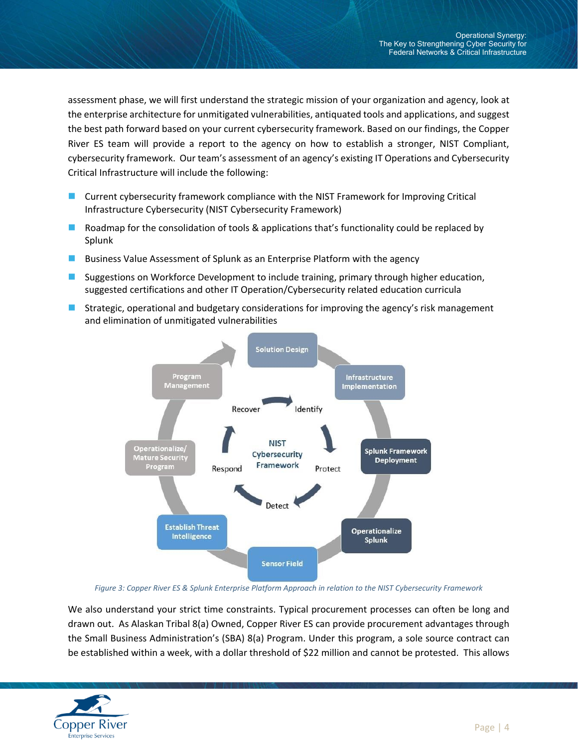assessment phase, we will first understand the strategic mission of your organization and agency, look at the enterprise architecture for unmitigated vulnerabilities, antiquated tools and applications, and suggest the best path forward based on your current cybersecurity framework. Based on our findings, the Copper River ES team will provide a report to the agency on how to establish a stronger, NIST Compliant, cybersecurity framework. Our team's assessment of an agency's existing IT Operations and Cybersecurity Critical Infrastructure will include the following:

- Current cybersecurity framework compliance with the NIST Framework for Improving Critical Infrastructure Cybersecurity (NIST Cybersecurity Framework)
- Roadmap for the consolidation of tools & applications that's functionality could be replaced by Splunk
- Business Value Assessment of Splunk as an Enterprise Platform with the agency
- Suggestions on Workforce Development to include training, primary through higher education, suggested certifications and other IT Operation/Cybersecurity related education curricula
- Strategic, operational and budgetary considerations for improving the agency's risk management and elimination of unmitigated vulnerabilities

*Figure 3: Copper River ES & Splunk Enterprise Platform Approach in relation to the NIST Cybersecurity Framework*

We also understand your strict time constraints. Typical procurement processes can often be long and drawn out. As Alaskan Tribal 8(a) Owned, Copper River ES can provide procurement advantages through the Small Business Administration's (SBA) 8(a) Program. Under this program, a sole source contract can be established within a week, with a dollar threshold of $22 million and cannot be protested. This allows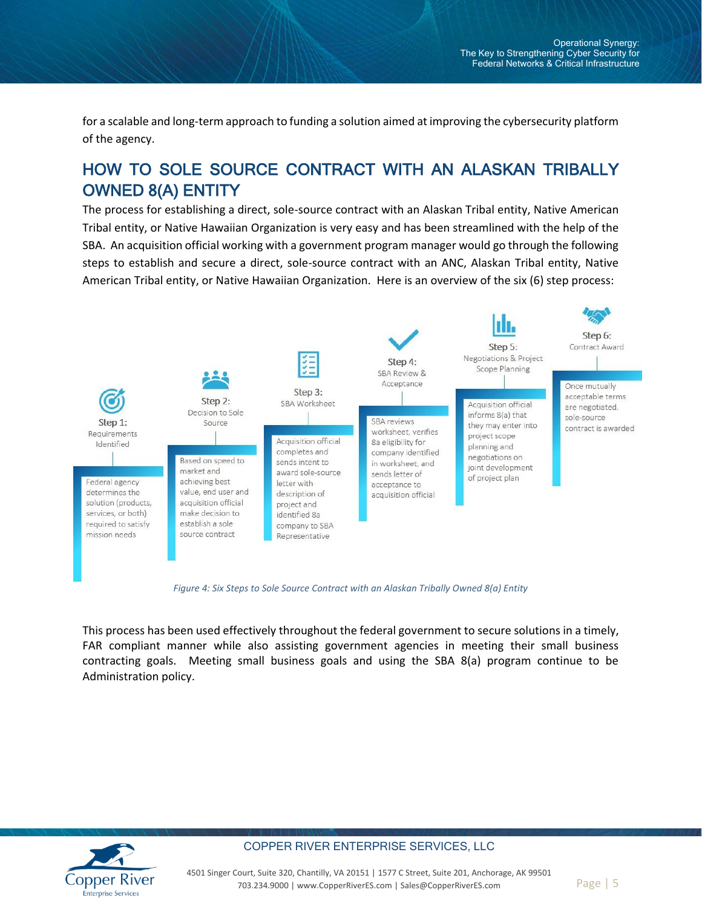for a scalable and long-term approach to funding a solution aimed at improving the cybersecurity platform of the agency.

## HOW TO SOLE SOURCE CONTRACT WITH AN ALASKAN TRIBALLY OWNED 8(A) ENTITY

The process for establishing a direct, sole-source contract with an Alaskan Tribal entity, Native American Tribal entity, or Native Hawaiian Organization is very easy and has been streamlined with the help of the SBA. An acquisition official working with a government program manager would go through the following steps to establish and secure a direct, sole-source contract with an ANC, Alaskan Tribal entity, Native American Tribal entity, or Native Hawaiian Organization. Here is an overview of the six (6) step process:

Step 1: Requirements Identified

Federal agency determines the solution (products, services, or both) required to satisfy mission needs

Step 2: Decision to Sole Source

Based on speed to market and achieving best value, end user and acquisition official make decision to establish a sole source contract

Step 3: SBA Worksheet

Acquisition official completes and sends intent to award sole-source letter with description of project and identified 8a company to SBA Representative

Step 4: SBA Review & Acceptance

SBA reviews worksheet, verifies 8a eligibility for company identified in worksheet, and sends letter of acceptance to acquisition official

Step 5: Negotiations & Project Scope Planning

Acquisition official informs 8(a) that they may enter into project scope planning and negotiations on joint development of project plan

Step 6: Contract Award

Once mutually acceptable terms are negotiated, sole-source contract is awarded

*Figure 4: Six Steps to Sole Source Contract with an Alaskan Tribally Owned 8(a) Entity*

This process has been used effectively throughout the federal government to secure solutions in a timely, FAR compliant manner while also assisting government agencies in meeting their small business contracting goals. Meeting small business goals and using the SBA 8(a) program continue to be Administration policy.